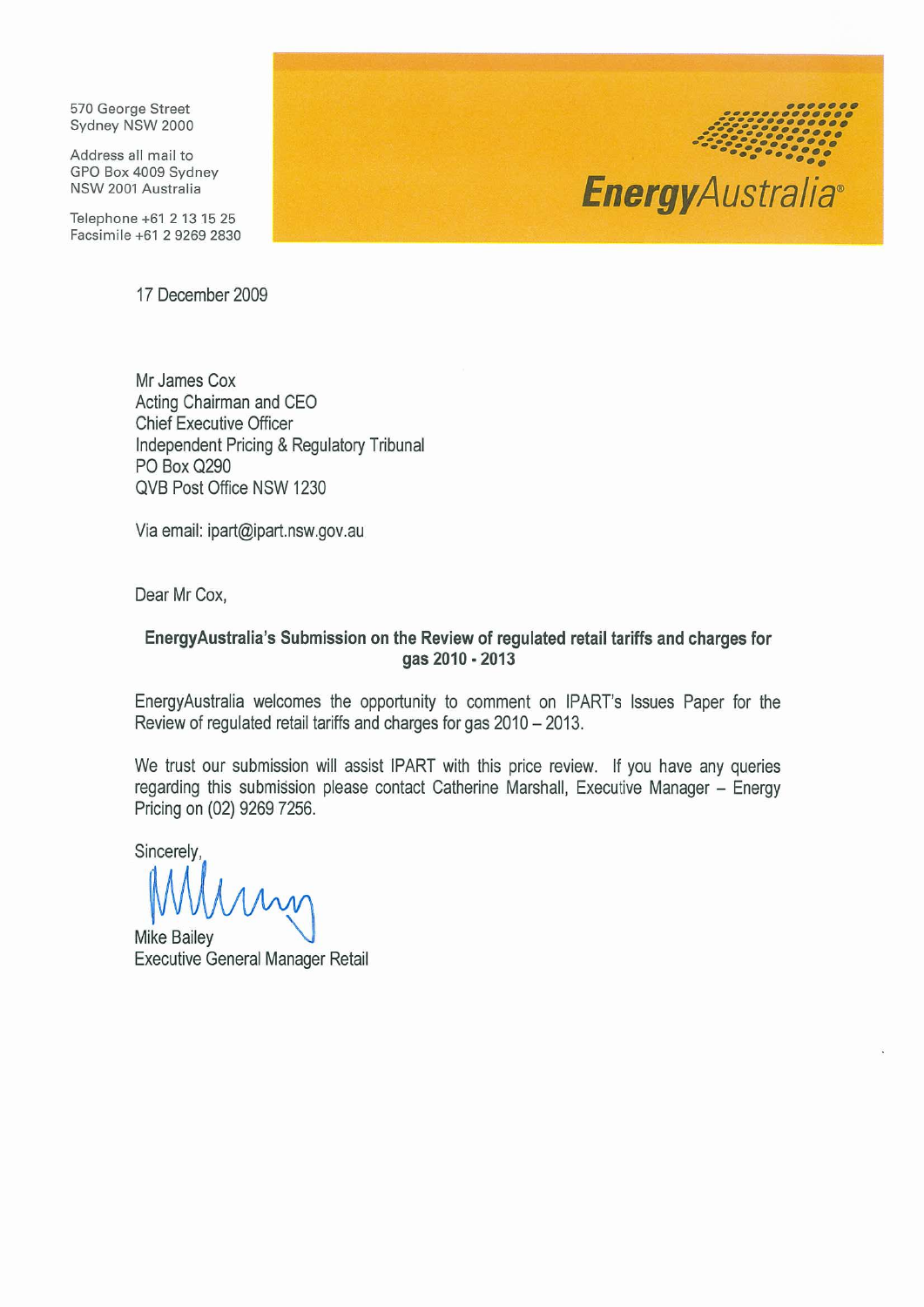570 George Street
Sydney NSW 2000

Address all mail to
GPO Box 4009 Sydney
NSW 2001 Australia

Telephone +61 2 13 15 25
Facsimile +61 2 9269 2830

**EnergyAustralia**

17 December 2009

Mr James Cox
Acting Chairman and CEO
Chief Executive Officer
Independent Pricing & Regulatory Tribunal
PO Box Q290
QVB Post Office NSW 1230

Via email: ipart@ipart.nsw.gov.au

Dear Mr Cox,

**EnergyAustralia's Submission on the Review of regulated retail tariffs and charges for gas 2010 - 2013**

EnergyAustralia welcomes the opportunity to comment on IPART's Issues Paper for the Review of regulated retail tariffs and charges for gas 2010 – 2013.

We trust our submission will assist IPART with this price review. If you have any queries regarding this submission please contact Catherine Marshall, Executive Manager – Energy Pricing on (02) 9269 7256.

Sincerely,

Mike Bailey
Executive General Manager Retail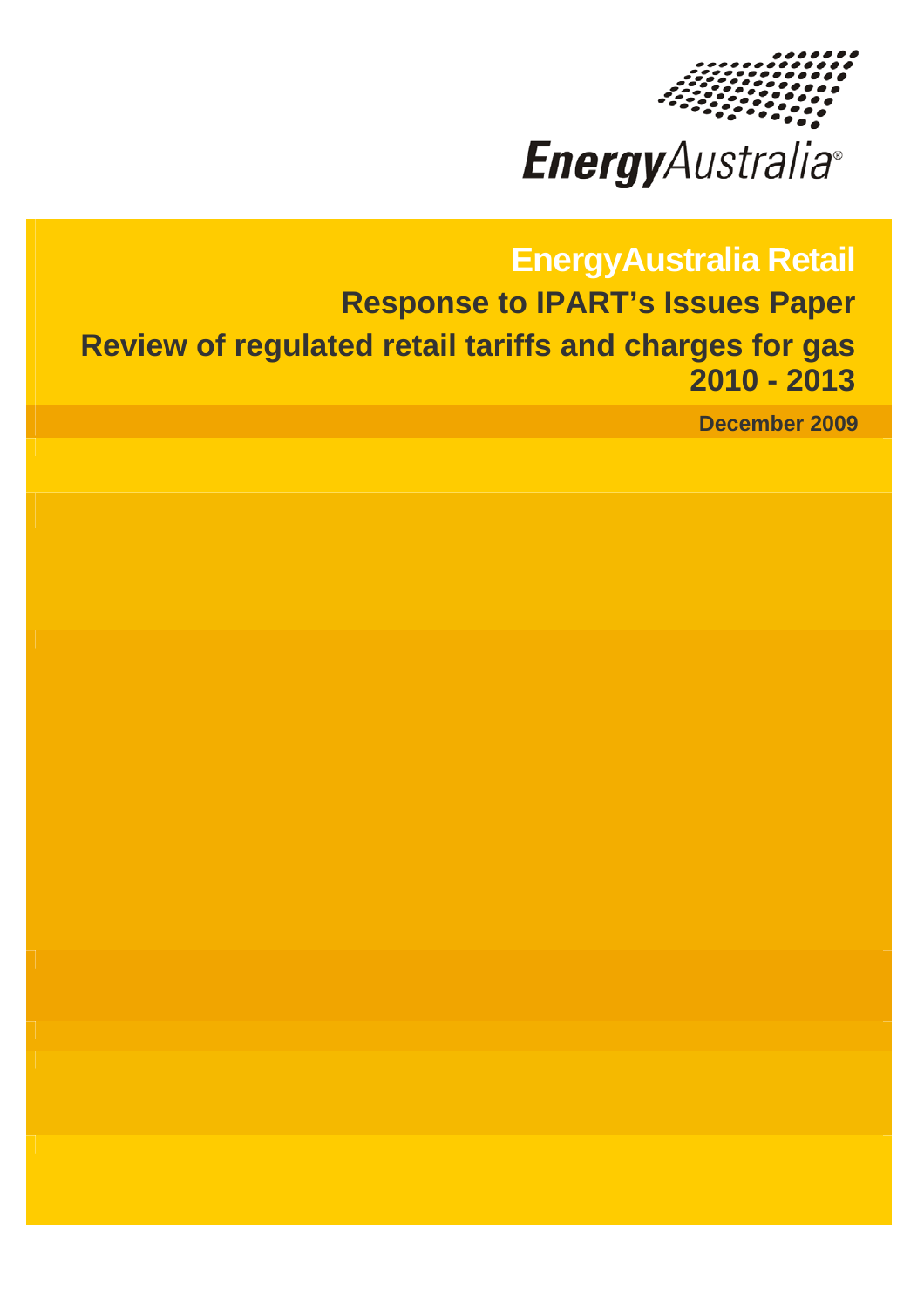EnergyAustralia

# EnergyAustralia Retail

## Response to IPART's Issues Paper

## Review of regulated retail tariffs and charges for gas 2010 - 2013

**December 2009**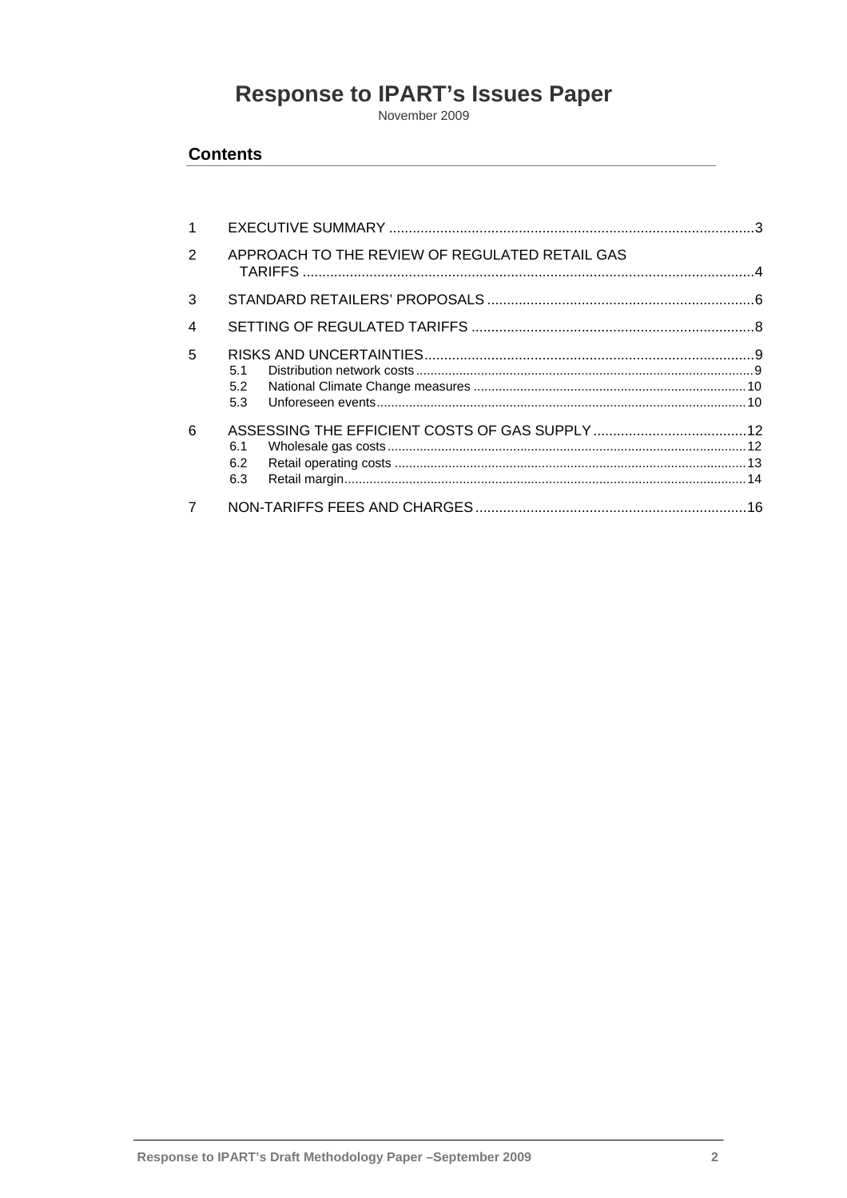# Response to IPART's Issues Paper

November 2009

## Contents

1 EXECUTIVE SUMMARY ....................................................................................3

2 APPROACH TO THE REVIEW OF REGULATED RETAIL GAS TARIFFS ....................................................................................4

3 STANDARD RETAILERS' PROPOSALS ....................................................................................6

4 SETTING OF REGULATED TARIFFS ....................................................................................8

5 RISKS AND UNCERTAINTIES ....................................................................................9

- 5.1 Distribution network costs ....................................................................................9
- 5.2 National Climate Change measures ....................................................................................10
- 5.3 Unforeseen events ....................................................................................10

6 ASSESSING THE EFFICIENT COSTS OF GAS SUPPLY ....................................................................................12

- 6.1 Wholesale gas costs ....................................................................................12
- 6.2 Retail operating costs ....................................................................................13
- 6.3 Retail margin ....................................................................................14

7 NON-TARIFFS FEES AND CHARGES ....................................................................................16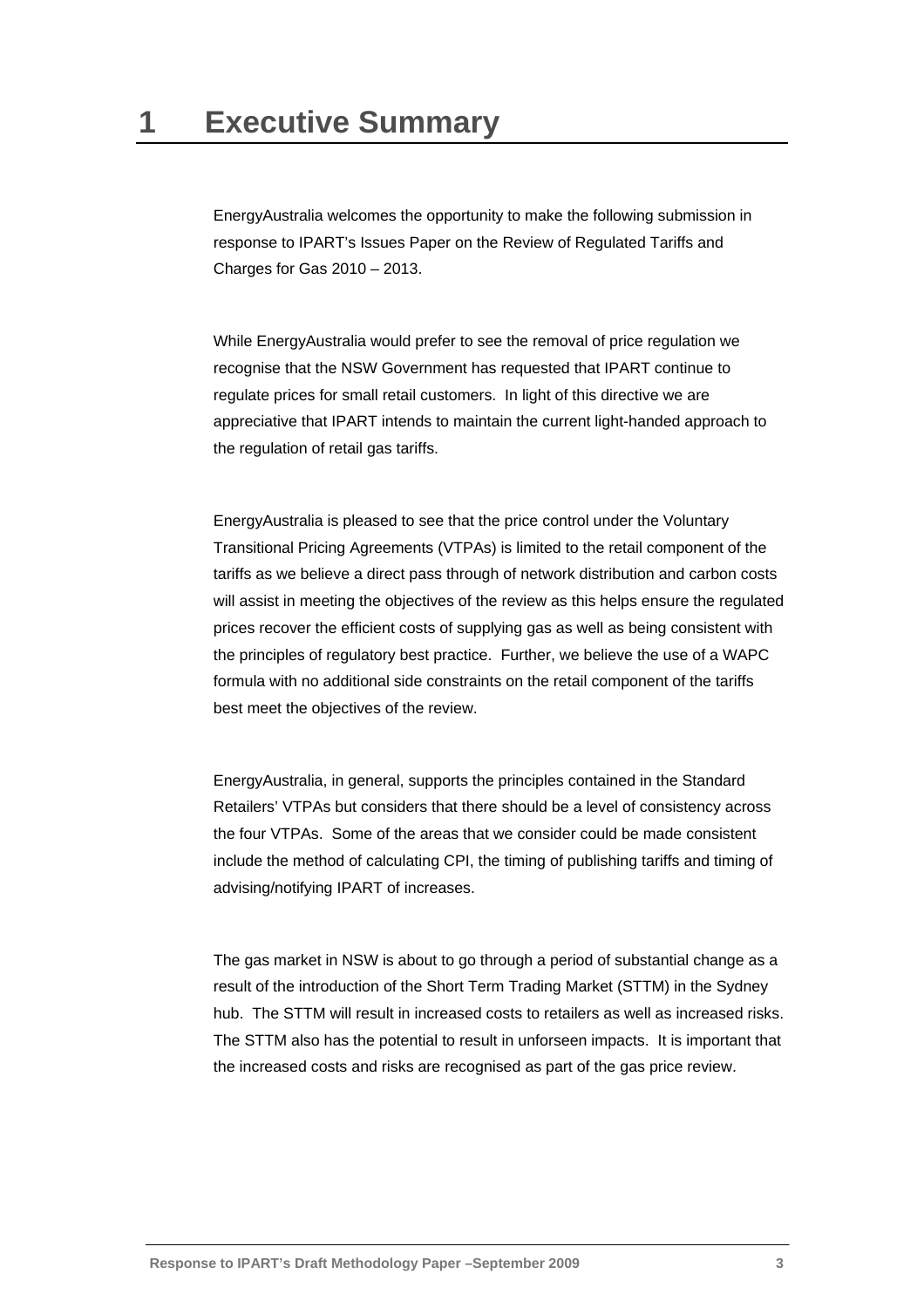# 1 Executive Summary

EnergyAustralia welcomes the opportunity to make the following submission in response to IPART's Issues Paper on the Review of Regulated Tariffs and Charges for Gas 2010 – 2013.

While EnergyAustralia would prefer to see the removal of price regulation we recognise that the NSW Government has requested that IPART continue to regulate prices for small retail customers. In light of this directive we are appreciative that IPART intends to maintain the current light-handed approach to the regulation of retail gas tariffs.

EnergyAustralia is pleased to see that the price control under the Voluntary Transitional Pricing Agreements (VTPAs) is limited to the retail component of the tariffs as we believe a direct pass through of network distribution and carbon costs will assist in meeting the objectives of the review as this helps ensure the regulated prices recover the efficient costs of supplying gas as well as being consistent with the principles of regulatory best practice. Further, we believe the use of a WAPC formula with no additional side constraints on the retail component of the tariffs best meet the objectives of the review.

EnergyAustralia, in general, supports the principles contained in the Standard Retailers' VTPAs but considers that there should be a level of consistency across the four VTPAs. Some of the areas that we consider could be made consistent include the method of calculating CPI, the timing of publishing tariffs and timing of advising/notifying IPART of increases.

The gas market in NSW is about to go through a period of substantial change as a result of the introduction of the Short Term Trading Market (STTM) in the Sydney hub. The STTM will result in increased costs to retailers as well as increased risks. The STTM also has the potential to result in unforseen impacts. It is important that the increased costs and risks are recognised as part of the gas price review.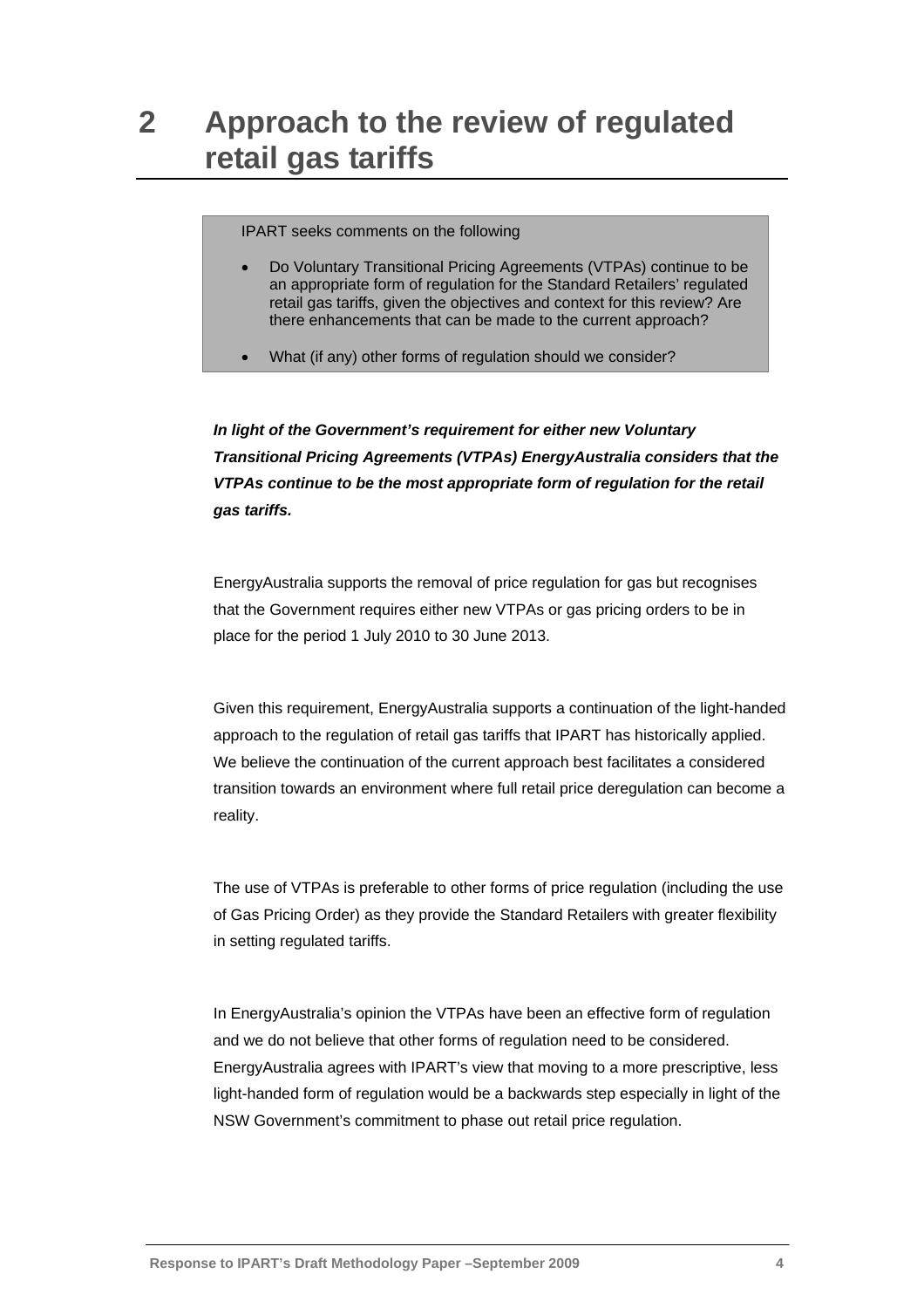# 2 Approach to the review of regulated retail gas tariffs

> IPART seeks comments on the following
>
> - Do Voluntary Transitional Pricing Agreements (VTPAs) continue to be an appropriate form of regulation for the Standard Retailers' regulated retail gas tariffs, given the objectives and context for this review? Are there enhancements that can be made to the current approach?
> - What (if any) other forms of regulation should we consider?

***In light of the Government's requirement for either new Voluntary Transitional Pricing Agreements (VTPAs) EnergyAustralia considers that the VTPAs continue to be the most appropriate form of regulation for the retail gas tariffs.***

EnergyAustralia supports the removal of price regulation for gas but recognises that the Government requires either new VTPAs or gas pricing orders to be in place for the period 1 July 2010 to 30 June 2013.

Given this requirement, EnergyAustralia supports a continuation of the light-handed approach to the regulation of retail gas tariffs that IPART has historically applied. We believe the continuation of the current approach best facilitates a considered transition towards an environment where full retail price deregulation can become a reality.

The use of VTPAs is preferable to other forms of price regulation (including the use of Gas Pricing Order) as they provide the Standard Retailers with greater flexibility in setting regulated tariffs.

In EnergyAustralia's opinion the VTPAs have been an effective form of regulation and we do not believe that other forms of regulation need to be considered. EnergyAustralia agrees with IPART's view that moving to a more prescriptive, less light-handed form of regulation would be a backwards step especially in light of the NSW Government's commitment to phase out retail price regulation.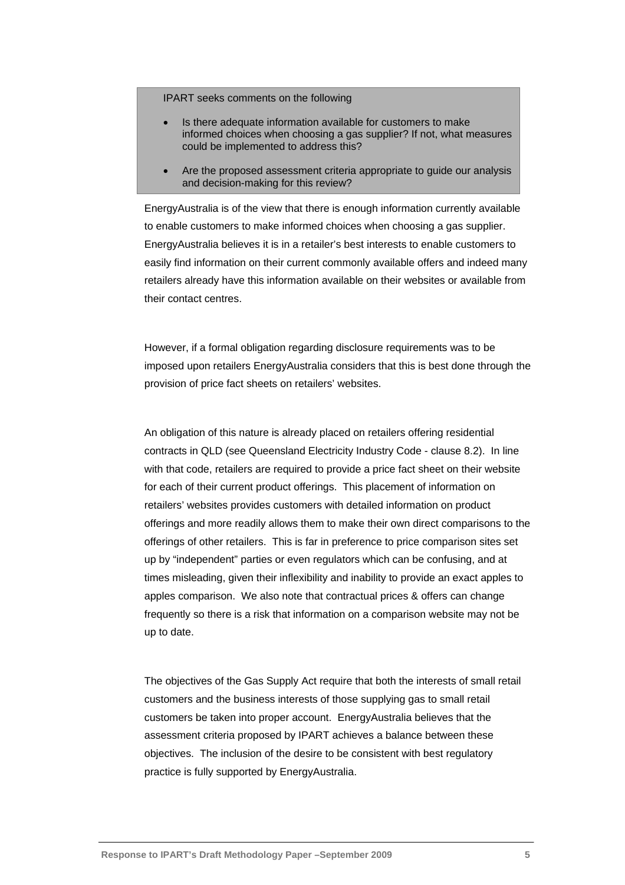> IPART seeks comments on the following
>
> - Is there adequate information available for customers to make informed choices when choosing a gas supplier? If not, what measures could be implemented to address this?
> - Are the proposed assessment criteria appropriate to guide our analysis and decision-making for this review?

EnergyAustralia is of the view that there is enough information currently available to enable customers to make informed choices when choosing a gas supplier. EnergyAustralia believes it is in a retailer's best interests to enable customers to easily find information on their current commonly available offers and indeed many retailers already have this information available on their websites or available from their contact centres.

However, if a formal obligation regarding disclosure requirements was to be imposed upon retailers EnergyAustralia considers that this is best done through the provision of price fact sheets on retailers' websites.

An obligation of this nature is already placed on retailers offering residential contracts in QLD (see Queensland Electricity Industry Code - clause 8.2). In line with that code, retailers are required to provide a price fact sheet on their website for each of their current product offerings. This placement of information on retailers' websites provides customers with detailed information on product offerings and more readily allows them to make their own direct comparisons to the offerings of other retailers. This is far in preference to price comparison sites set up by "independent" parties or even regulators which can be confusing, and at times misleading, given their inflexibility and inability to provide an exact apples to apples comparison. We also note that contractual prices & offers can change frequently so there is a risk that information on a comparison website may not be up to date.

The objectives of the Gas Supply Act require that both the interests of small retail customers and the business interests of those supplying gas to small retail customers be taken into proper account. EnergyAustralia believes that the assessment criteria proposed by IPART achieves a balance between these objectives. The inclusion of the desire to be consistent with best regulatory practice is fully supported by EnergyAustralia.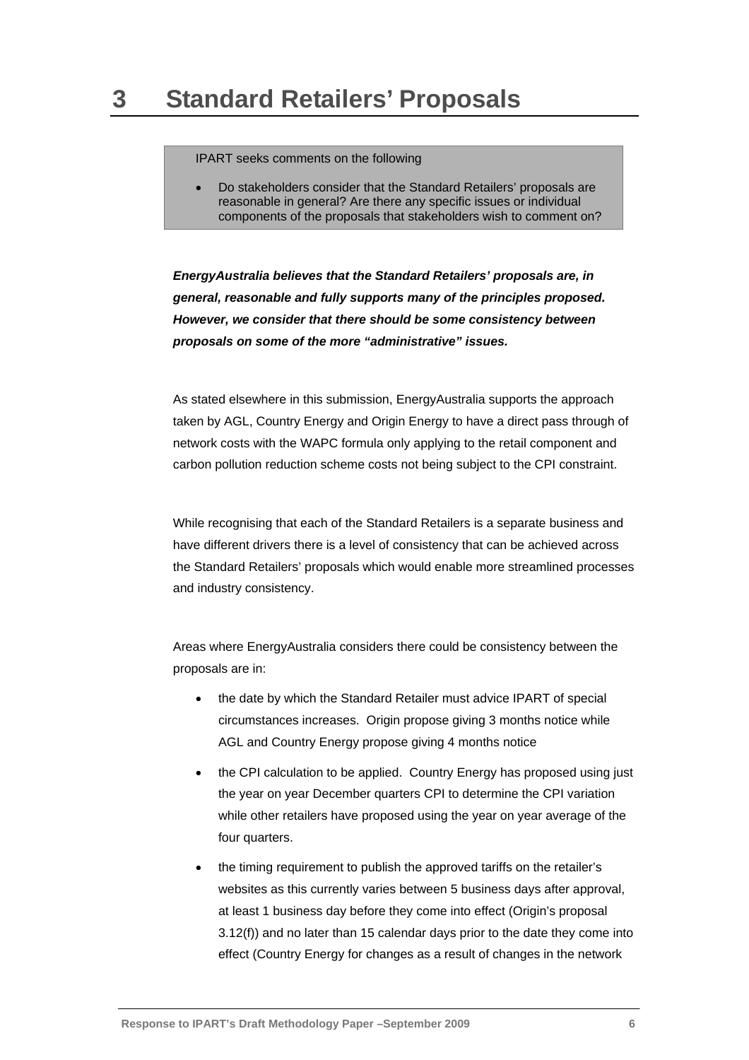# 3 Standard Retailers' Proposals

> IPART seeks comments on the following
>
> - Do stakeholders consider that the Standard Retailers' proposals are reasonable in general? Are there any specific issues or individual components of the proposals that stakeholders wish to comment on?

***EnergyAustralia believes that the Standard Retailers' proposals are, in general, reasonable and fully supports many of the principles proposed. However, we consider that there should be some consistency between proposals on some of the more "administrative" issues.***

As stated elsewhere in this submission, EnergyAustralia supports the approach taken by AGL, Country Energy and Origin Energy to have a direct pass through of network costs with the WAPC formula only applying to the retail component and carbon pollution reduction scheme costs not being subject to the CPI constraint.

While recognising that each of the Standard Retailers is a separate business and have different drivers there is a level of consistency that can be achieved across the Standard Retailers' proposals which would enable more streamlined processes and industry consistency.

Areas where EnergyAustralia considers there could be consistency between the proposals are in:

- the date by which the Standard Retailer must advice IPART of special circumstances increases. Origin propose giving 3 months notice while AGL and Country Energy propose giving 4 months notice
- the CPI calculation to be applied. Country Energy has proposed using just the year on year December quarters CPI to determine the CPI variation while other retailers have proposed using the year on year average of the four quarters.
- the timing requirement to publish the approved tariffs on the retailer's websites as this currently varies between 5 business days after approval, at least 1 business day before they come into effect (Origin's proposal 3.12(f)) and no later than 15 calendar days prior to the date they come into effect (Country Energy for changes as a result of changes in the network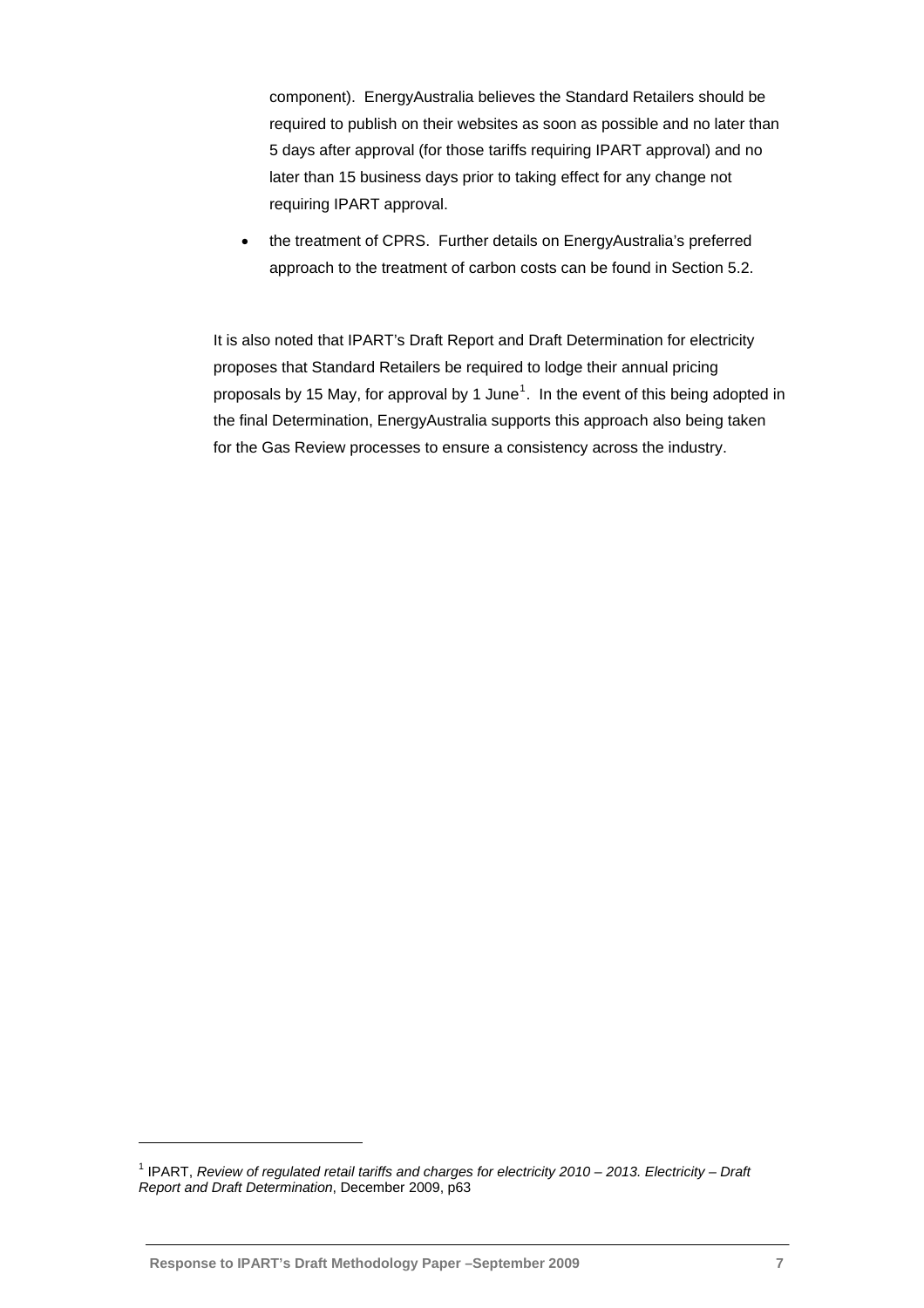component). EnergyAustralia believes the Standard Retailers should be required to publish on their websites as soon as possible and no later than 5 days after approval (for those tariffs requiring IPART approval) and no later than 15 business days prior to taking effect for any change not requiring IPART approval.

- the treatment of CPRS. Further details on EnergyAustralia's preferred approach to the treatment of carbon costs can be found in Section 5.2.

It is also noted that IPART's Draft Report and Draft Determination for electricity proposes that Standard Retailers be required to lodge their annual pricing proposals by 15 May, for approval by 1 June[1]. In the event of this being adopted in the final Determination, EnergyAustralia supports this approach also being taken for the Gas Review processes to ensure a consistency across the industry.

---

[1] IPART, *Review of regulated retail tariffs and charges for electricity 2010 – 2013. Electricity – Draft Report and Draft Determination*, December 2009, p63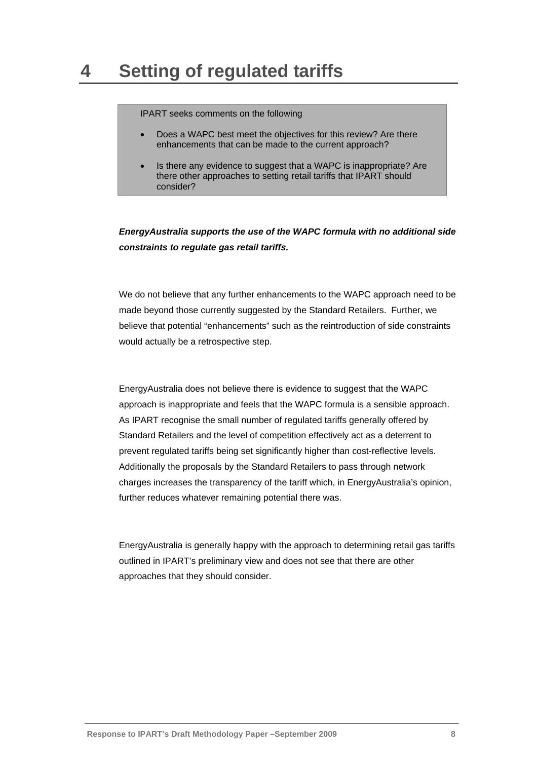# 4 Setting of regulated tariffs

> IPART seeks comments on the following
>
> - Does a WAPC best meet the objectives for this review? Are there enhancements that can be made to the current approach?
> - Is there any evidence to suggest that a WAPC is inappropriate? Are there other approaches to setting retail tariffs that IPART should consider?

***EnergyAustralia supports the use of the WAPC formula with no additional side constraints to regulate gas retail tariffs.***

We do not believe that any further enhancements to the WAPC approach need to be made beyond those currently suggested by the Standard Retailers. Further, we believe that potential "enhancements" such as the reintroduction of side constraints would actually be a retrospective step.

EnergyAustralia does not believe there is evidence to suggest that the WAPC approach is inappropriate and feels that the WAPC formula is a sensible approach. As IPART recognise the small number of regulated tariffs generally offered by Standard Retailers and the level of competition effectively act as a deterrent to prevent regulated tariffs being set significantly higher than cost-reflective levels. Additionally the proposals by the Standard Retailers to pass through network charges increases the transparency of the tariff which, in EnergyAustralia's opinion, further reduces whatever remaining potential there was.

EnergyAustralia is generally happy with the approach to determining retail gas tariffs outlined in IPART's preliminary view and does not see that there are other approaches that they should consider.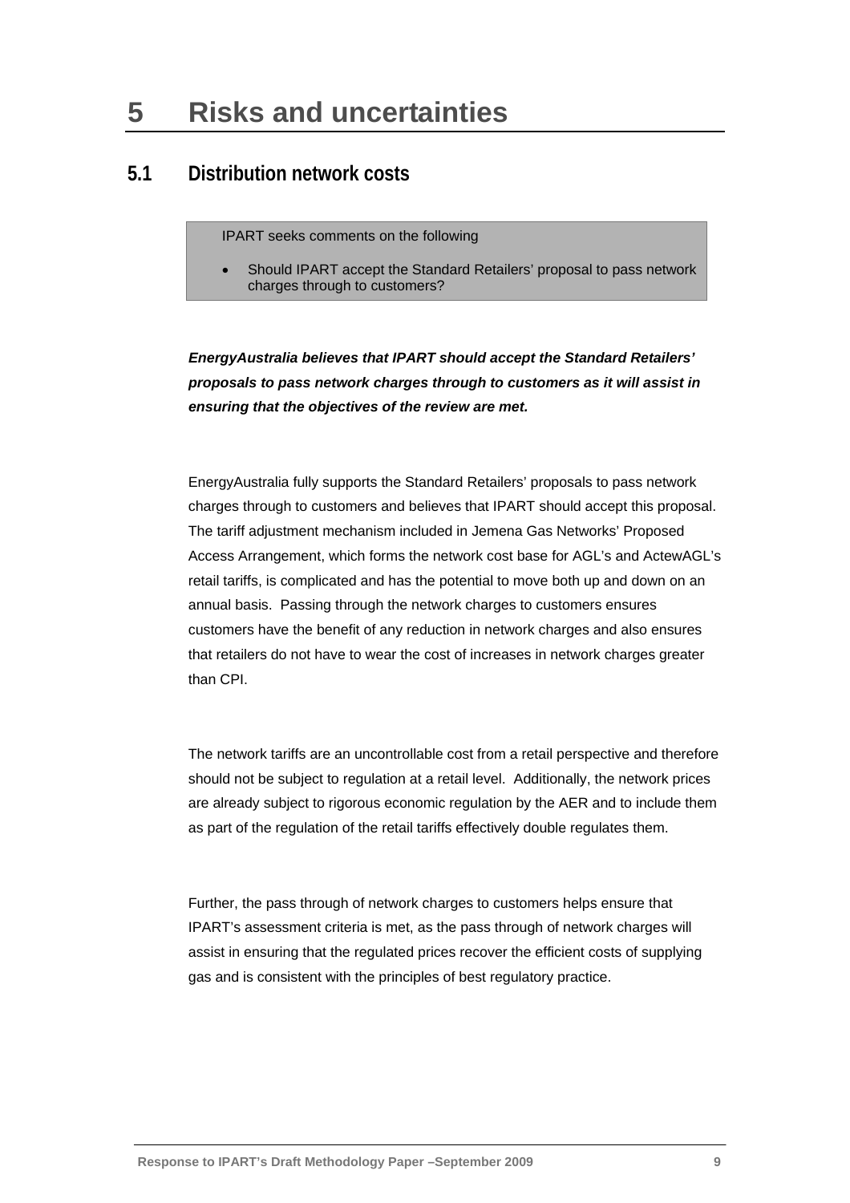# 5 Risks and uncertainties

## 5.1 Distribution network costs

> IPART seeks comments on the following
>
> - Should IPART accept the Standard Retailers' proposal to pass network charges through to customers?

***EnergyAustralia believes that IPART should accept the Standard Retailers' proposals to pass network charges through to customers as it will assist in ensuring that the objectives of the review are met.***

EnergyAustralia fully supports the Standard Retailers' proposals to pass network charges through to customers and believes that IPART should accept this proposal. The tariff adjustment mechanism included in Jemena Gas Networks' Proposed Access Arrangement, which forms the network cost base for AGL's and ActewAGL's retail tariffs, is complicated and has the potential to move both up and down on an annual basis. Passing through the network charges to customers ensures customers have the benefit of any reduction in network charges and also ensures that retailers do not have to wear the cost of increases in network charges greater than CPI.

The network tariffs are an uncontrollable cost from a retail perspective and therefore should not be subject to regulation at a retail level. Additionally, the network prices are already subject to rigorous economic regulation by the AER and to include them as part of the regulation of the retail tariffs effectively double regulates them.

Further, the pass through of network charges to customers helps ensure that IPART's assessment criteria is met, as the pass through of network charges will assist in ensuring that the regulated prices recover the efficient costs of supplying gas and is consistent with the principles of best regulatory practice.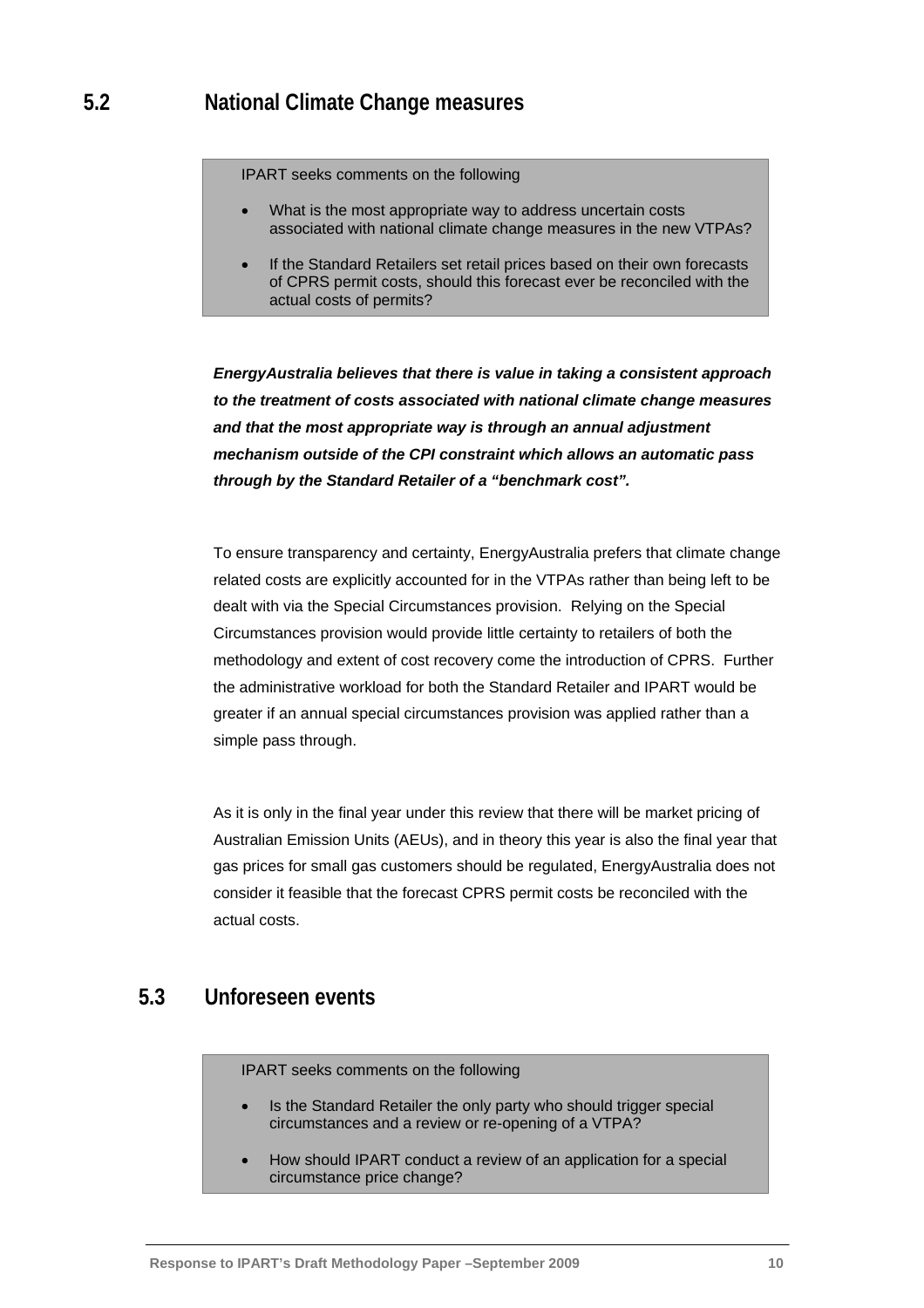## 5.2 National Climate Change measures

> IPART seeks comments on the following
>
> - What is the most appropriate way to address uncertain costs associated with national climate change measures in the new VTPAs?
> - If the Standard Retailers set retail prices based on their own forecasts of CPRS permit costs, should this forecast ever be reconciled with the actual costs of permits?

***EnergyAustralia believes that there is value in taking a consistent approach to the treatment of costs associated with national climate change measures and that the most appropriate way is through an annual adjustment mechanism outside of the CPI constraint which allows an automatic pass through by the Standard Retailer of a "benchmark cost".***

To ensure transparency and certainty, EnergyAustralia prefers that climate change related costs are explicitly accounted for in the VTPAs rather than being left to be dealt with via the Special Circumstances provision. Relying on the Special Circumstances provision would provide little certainty to retailers of both the methodology and extent of cost recovery come the introduction of CPRS. Further the administrative workload for both the Standard Retailer and IPART would be greater if an annual special circumstances provision was applied rather than a simple pass through.

As it is only in the final year under this review that there will be market pricing of Australian Emission Units (AEUs), and in theory this year is also the final year that gas prices for small gas customers should be regulated, EnergyAustralia does not consider it feasible that the forecast CPRS permit costs be reconciled with the actual costs.

## 5.3 Unforeseen events

> IPART seeks comments on the following
>
> - Is the Standard Retailer the only party who should trigger special circumstances and a review or re-opening of a VTPA?
> - How should IPART conduct a review of an application for a special circumstance price change?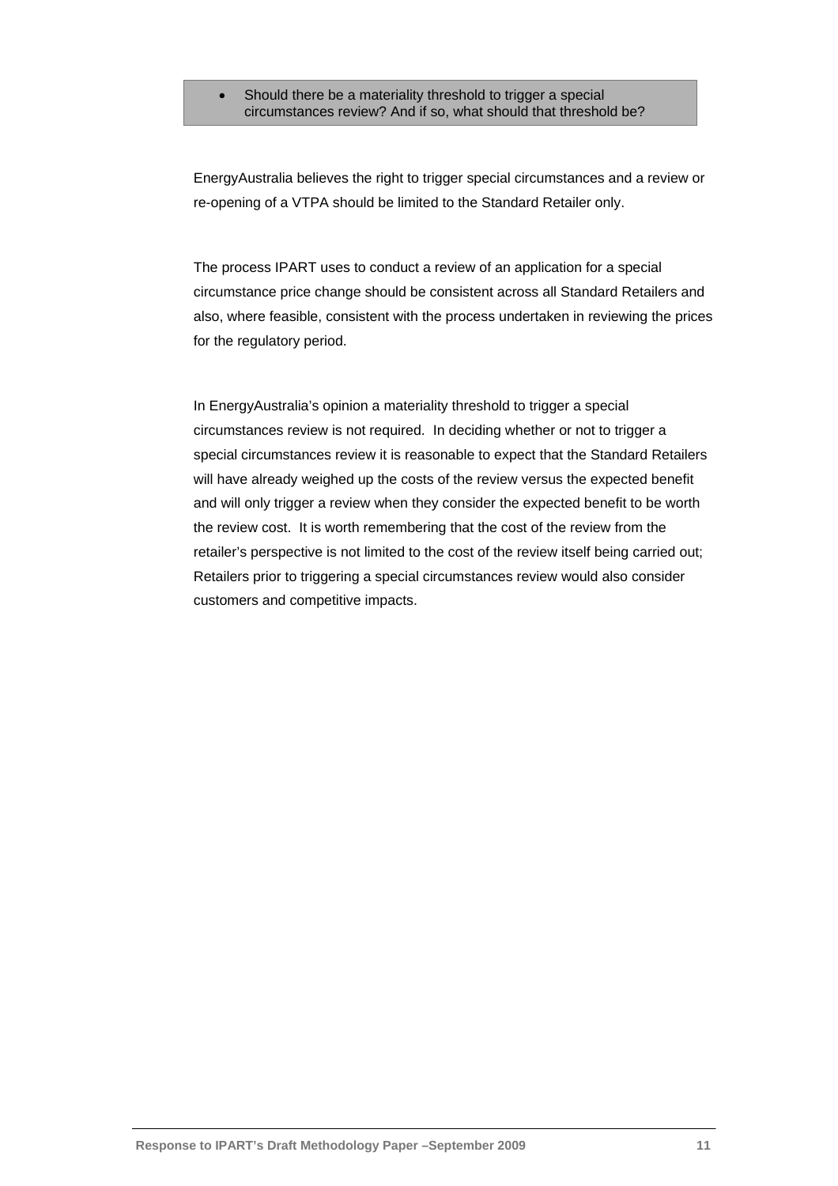- Should there be a materiality threshold to trigger a special circumstances review? And if so, what should that threshold be?

EnergyAustralia believes the right to trigger special circumstances and a review or re-opening of a VTPA should be limited to the Standard Retailer only.

The process IPART uses to conduct a review of an application for a special circumstance price change should be consistent across all Standard Retailers and also, where feasible, consistent with the process undertaken in reviewing the prices for the regulatory period.

In EnergyAustralia's opinion a materiality threshold to trigger a special circumstances review is not required. In deciding whether or not to trigger a special circumstances review it is reasonable to expect that the Standard Retailers will have already weighed up the costs of the review versus the expected benefit and will only trigger a review when they consider the expected benefit to be worth the review cost. It is worth remembering that the cost of the review from the retailer's perspective is not limited to the cost of the review itself being carried out; Retailers prior to triggering a special circumstances review would also consider customers and competitive impacts.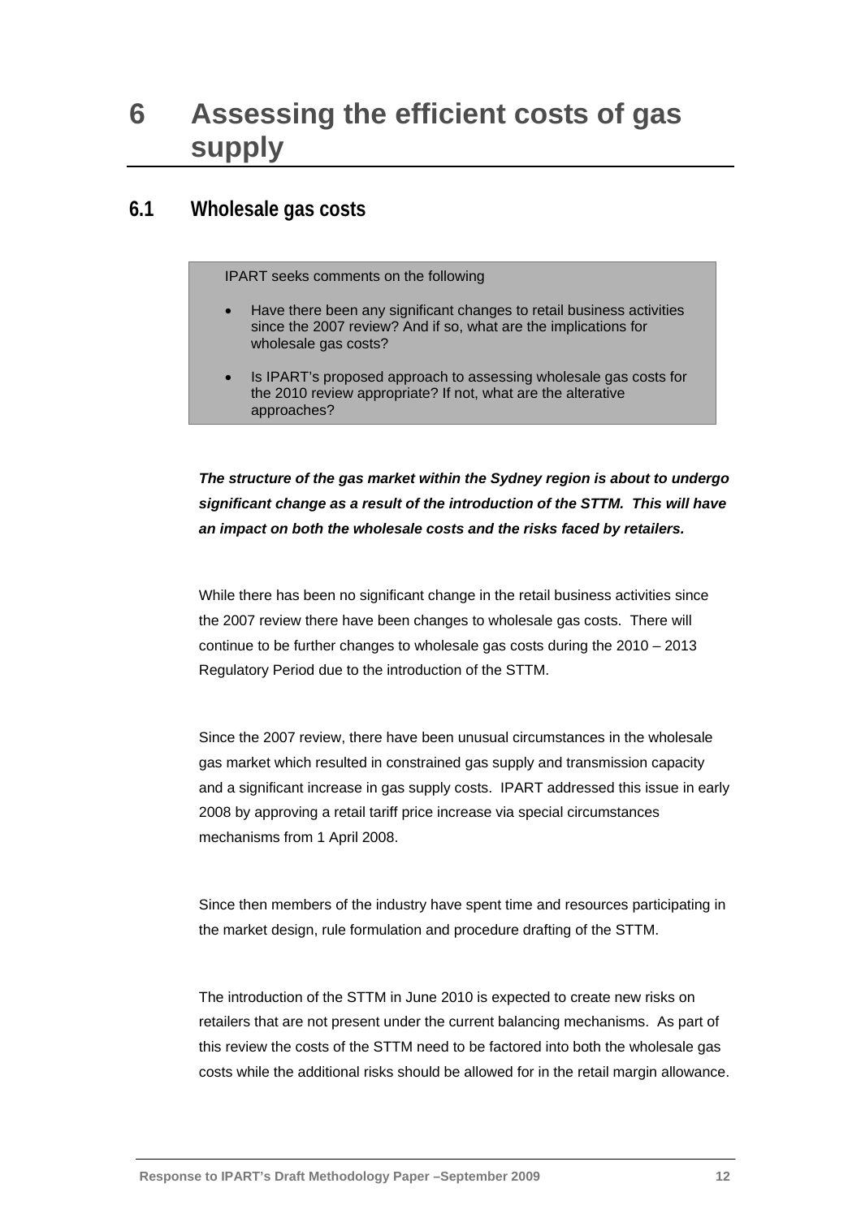# 6 Assessing the efficient costs of gas supply

## 6.1 Wholesale gas costs

> IPART seeks comments on the following
>
> - Have there been any significant changes to retail business activities since the 2007 review? And if so, what are the implications for wholesale gas costs?
> - Is IPART's proposed approach to assessing wholesale gas costs for the 2010 review appropriate? If not, what are the alterative approaches?

***The structure of the gas market within the Sydney region is about to undergo significant change as a result of the introduction of the STTM. This will have an impact on both the wholesale costs and the risks faced by retailers.***

While there has been no significant change in the retail business activities since the 2007 review there have been changes to wholesale gas costs. There will continue to be further changes to wholesale gas costs during the 2010 – 2013 Regulatory Period due to the introduction of the STTM.

Since the 2007 review, there have been unusual circumstances in the wholesale gas market which resulted in constrained gas supply and transmission capacity and a significant increase in gas supply costs. IPART addressed this issue in early 2008 by approving a retail tariff price increase via special circumstances mechanisms from 1 April 2008.

Since then members of the industry have spent time and resources participating in the market design, rule formulation and procedure drafting of the STTM.

The introduction of the STTM in June 2010 is expected to create new risks on retailers that are not present under the current balancing mechanisms. As part of this review the costs of the STTM need to be factored into both the wholesale gas costs while the additional risks should be allowed for in the retail margin allowance.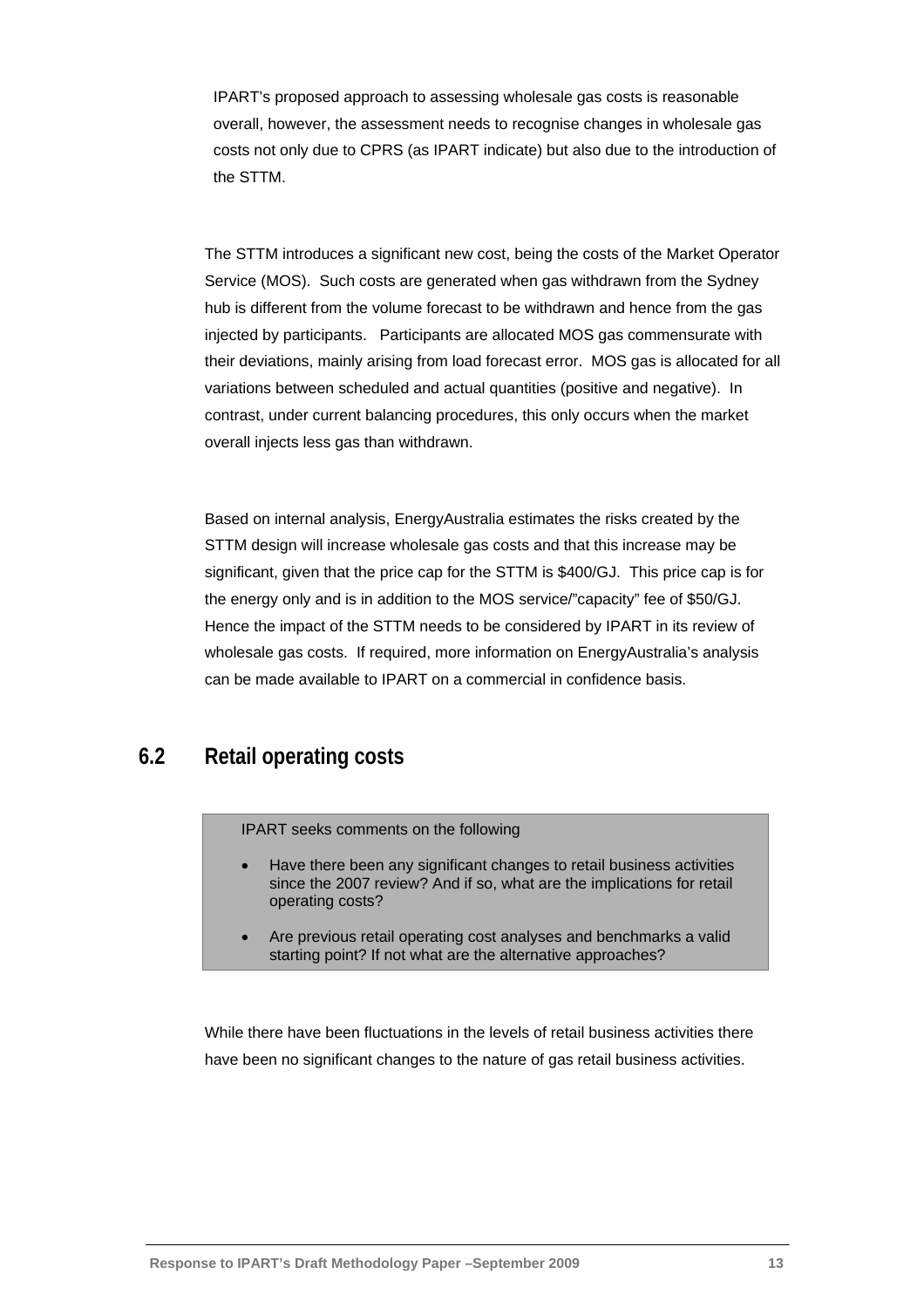IPART's proposed approach to assessing wholesale gas costs is reasonable overall, however, the assessment needs to recognise changes in wholesale gas costs not only due to CPRS (as IPART indicate) but also due to the introduction of the STTM.

The STTM introduces a significant new cost, being the costs of the Market Operator Service (MOS). Such costs are generated when gas withdrawn from the Sydney hub is different from the volume forecast to be withdrawn and hence from the gas injected by participants. Participants are allocated MOS gas commensurate with their deviations, mainly arising from load forecast error. MOS gas is allocated for all variations between scheduled and actual quantities (positive and negative). In contrast, under current balancing procedures, this only occurs when the market overall injects less gas than withdrawn.

Based on internal analysis, EnergyAustralia estimates the risks created by the STTM design will increase wholesale gas costs and that this increase may be significant, given that the price cap for the STTM is $400/GJ. This price cap is for the energy only and is in addition to the MOS service/"capacity" fee of $50/GJ. Hence the impact of the STTM needs to be considered by IPART in its review of wholesale gas costs. If required, more information on EnergyAustralia's analysis can be made available to IPART on a commercial in confidence basis.

## 6.2 Retail operating costs

> IPART seeks comments on the following
>
> - Have there been any significant changes to retail business activities since the 2007 review? And if so, what are the implications for retail operating costs?
> - Are previous retail operating cost analyses and benchmarks a valid starting point? If not what are the alternative approaches?

While there have been fluctuations in the levels of retail business activities there have been no significant changes to the nature of gas retail business activities.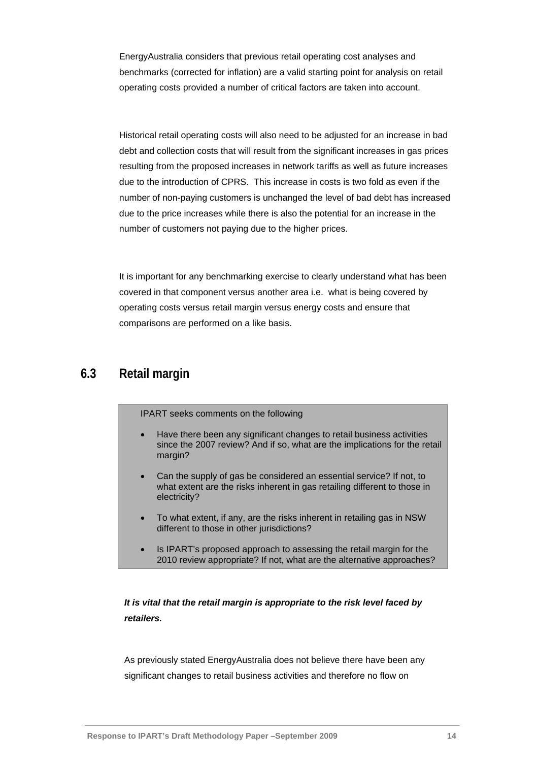EnergyAustralia considers that previous retail operating cost analyses and benchmarks (corrected for inflation) are a valid starting point for analysis on retail operating costs provided a number of critical factors are taken into account.

Historical retail operating costs will also need to be adjusted for an increase in bad debt and collection costs that will result from the significant increases in gas prices resulting from the proposed increases in network tariffs as well as future increases due to the introduction of CPRS. This increase in costs is two fold as even if the number of non-paying customers is unchanged the level of bad debt has increased due to the price increases while there is also the potential for an increase in the number of customers not paying due to the higher prices.

It is important for any benchmarking exercise to clearly understand what has been covered in that component versus another area i.e. what is being covered by operating costs versus retail margin versus energy costs and ensure that comparisons are performed on a like basis.

## 6.3 Retail margin

> IPART seeks comments on the following
>
> - Have there been any significant changes to retail business activities since the 2007 review? And if so, what are the implications for the retail margin?
> - Can the supply of gas be considered an essential service? If not, to what extent are the risks inherent in gas retailing different to those in electricity?
> - To what extent, if any, are the risks inherent in retailing gas in NSW different to those in other jurisdictions?
> - Is IPART's proposed approach to assessing the retail margin for the 2010 review appropriate? If not, what are the alternative approaches?

***It is vital that the retail margin is appropriate to the risk level faced by retailers.***

As previously stated EnergyAustralia does not believe there have been any significant changes to retail business activities and therefore no flow on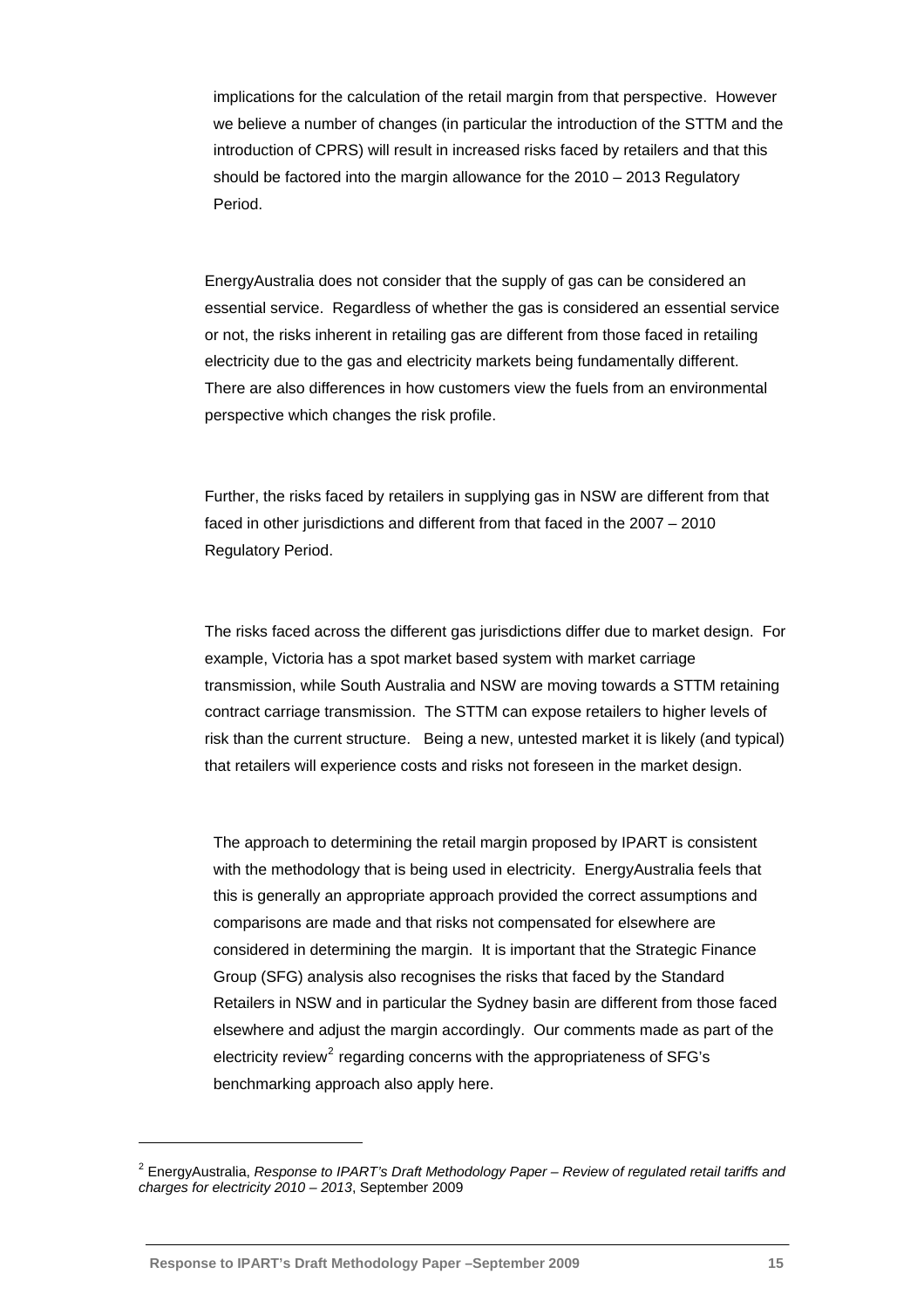implications for the calculation of the retail margin from that perspective. However we believe a number of changes (in particular the introduction of the STTM and the introduction of CPRS) will result in increased risks faced by retailers and that this should be factored into the margin allowance for the 2010 – 2013 Regulatory Period.

EnergyAustralia does not consider that the supply of gas can be considered an essential service. Regardless of whether the gas is considered an essential service or not, the risks inherent in retailing gas are different from those faced in retailing electricity due to the gas and electricity markets being fundamentally different. There are also differences in how customers view the fuels from an environmental perspective which changes the risk profile.

Further, the risks faced by retailers in supplying gas in NSW are different from that faced in other jurisdictions and different from that faced in the 2007 – 2010 Regulatory Period.

The risks faced across the different gas jurisdictions differ due to market design. For example, Victoria has a spot market based system with market carriage transmission, while South Australia and NSW are moving towards a STTM retaining contract carriage transmission. The STTM can expose retailers to higher levels of risk than the current structure. Being a new, untested market it is likely (and typical) that retailers will experience costs and risks not foreseen in the market design.

The approach to determining the retail margin proposed by IPART is consistent with the methodology that is being used in electricity. EnergyAustralia feels that this is generally an appropriate approach provided the correct assumptions and comparisons are made and that risks not compensated for elsewhere are considered in determining the margin. It is important that the Strategic Finance Group (SFG) analysis also recognises the risks that faced by the Standard Retailers in NSW and in particular the Sydney basin are different from those faced elsewhere and adjust the margin accordingly. Our comments made as part of the electricity review[2] regarding concerns with the appropriateness of SFG's benchmarking approach also apply here.

---

[2] EnergyAustralia, *Response to IPART's Draft Methodology Paper – Review of regulated retail tariffs and charges for electricity 2010 – 2013*, September 2009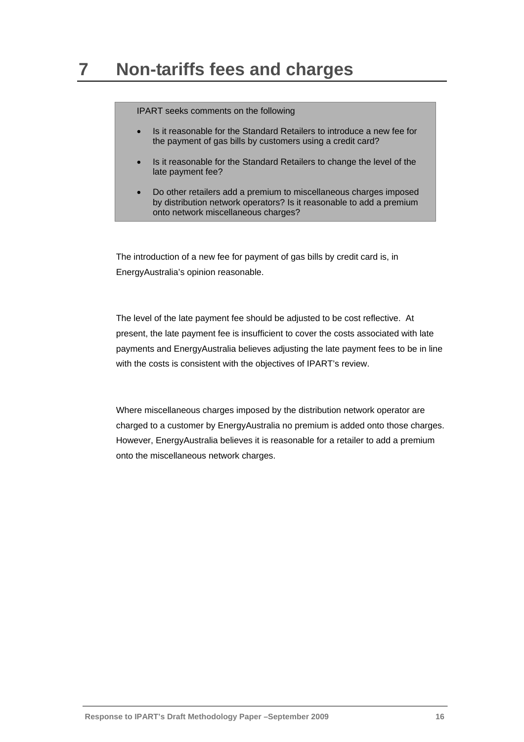# 7 Non-tariffs fees and charges

> IPART seeks comments on the following
>
> - Is it reasonable for the Standard Retailers to introduce a new fee for the payment of gas bills by customers using a credit card?
> - Is it reasonable for the Standard Retailers to change the level of the late payment fee?
> - Do other retailers add a premium to miscellaneous charges imposed by distribution network operators? Is it reasonable to add a premium onto network miscellaneous charges?

The introduction of a new fee for payment of gas bills by credit card is, in EnergyAustralia's opinion reasonable.

The level of the late payment fee should be adjusted to be cost reflective. At present, the late payment fee is insufficient to cover the costs associated with late payments and EnergyAustralia believes adjusting the late payment fees to be in line with the costs is consistent with the objectives of IPART's review.

Where miscellaneous charges imposed by the distribution network operator are charged to a customer by EnergyAustralia no premium is added onto those charges. However, EnergyAustralia believes it is reasonable for a retailer to add a premium onto the miscellaneous network charges.